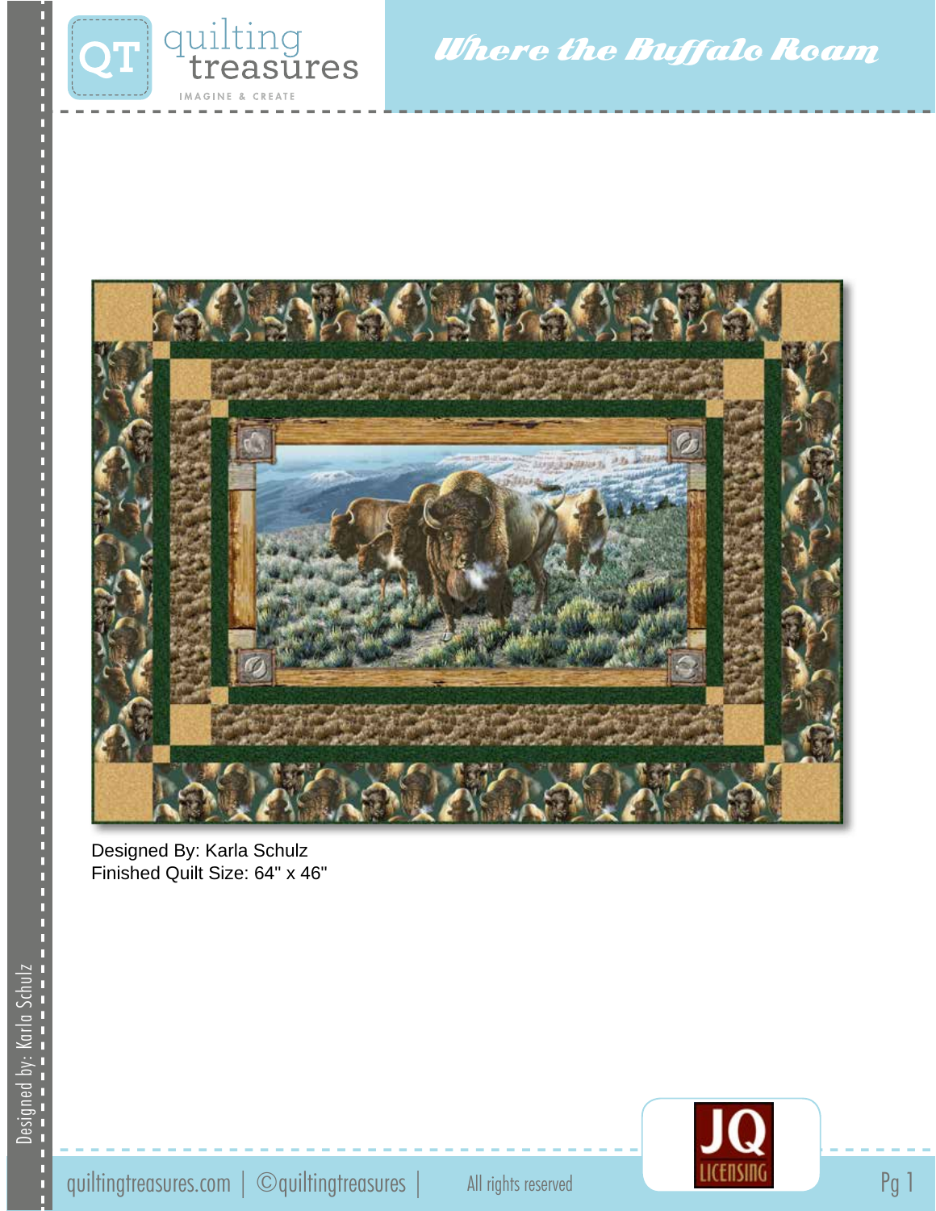# Where the Buffalo Roam

Designed By: Karla Schulz
Finished Quilt Size: 64" x 46"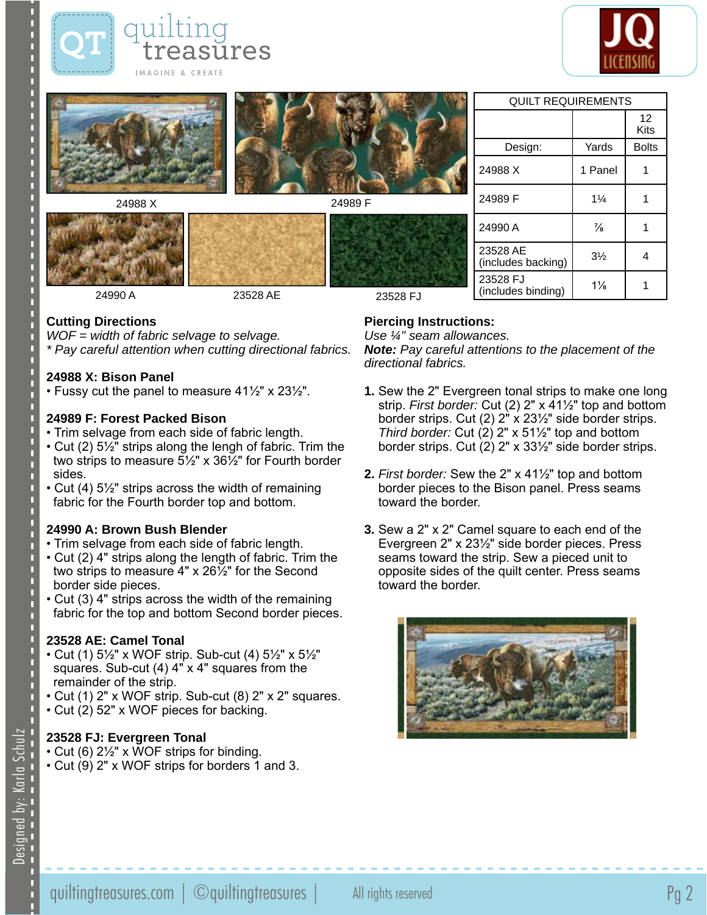24988 X

24989 F

24990 A

23528 AE

23528 FJ

| QUILT REQUIREMENTS | | |
|---|---|---|
| | | 12 Kits |
| Design: | Yards | Bolts |
| 24988 X | 1 Panel | 1 |
| 24989 F | 1¼ | 1 |
| 24990 A | ⅞ | 1 |
| 23528 AE (includes backing) | 3½ | 4 |
| 23528 FJ (includes binding) | 1⅛ | 1 |

## Cutting Directions

*WOF = width of fabric selvage to selvage.*
*\* Pay careful attention when cutting directional fabrics.*

### 24988 X: Bison Panel

- Fussy cut the panel to measure 41½" x 23½".

### 24989 F: Forest Packed Bison

- Trim selvage from each side of fabric length.
- Cut (2) 5½" strips along the lengh of fabric. Trim the two strips to measure 5½" x 36½" for Fourth border sides.
- Cut (4) 5½" strips across the width of remaining fabric for the Fourth border top and bottom.

### 24990 A: Brown Bush Blender

- Trim selvage from each side of fabric length.
- Cut (2) 4" strips along the length of fabric. Trim the two strips to measure 4" x 26½" for the Second border side pieces.
- Cut (3) 4" strips across the width of the remaining fabric for the top and bottom Second border pieces.

### 23528 AE: Camel Tonal

- Cut (1) 5½" x WOF strip. Sub-cut (4) 5½" x 5½" squares. Sub-cut (4) 4" x 4" squares from the remainder of the strip.
- Cut (1) 2" x WOF strip. Sub-cut (8) 2" x 2" squares.
- Cut (2) 52" x WOF pieces for backing.

### 23528 FJ: Evergreen Tonal

- Cut (6) 2½" x WOF strips for binding.
- Cut (9) 2" x WOF strips for borders 1 and 3.

## Piercing Instructions:

*Use ¼" seam allowances.*
***Note:** Pay careful attentions to the placement of the directional fabrics.*

1. Sew the 2" Evergreen tonal strips to make one long strip. *First border:* Cut (2) 2" x 41½" top and bottom border strips. Cut (2) 2" x 23½" side border strips. *Third border:* Cut (2) 2" x 51½" top and bottom border strips. Cut (2) 2" x 33½" side border strips.
2. *First border:* Sew the 2" x 41½" top and bottom border pieces to the Bison panel. Press seams toward the border.
3. Sew a 2" x 2" Camel square to each end of the Evergreen 2" x 23½" side border pieces. Press seams toward the strip. Sew a pieced unit to opposite sides of the quilt center. Press seams toward the border.

Designed by: Karla Schulz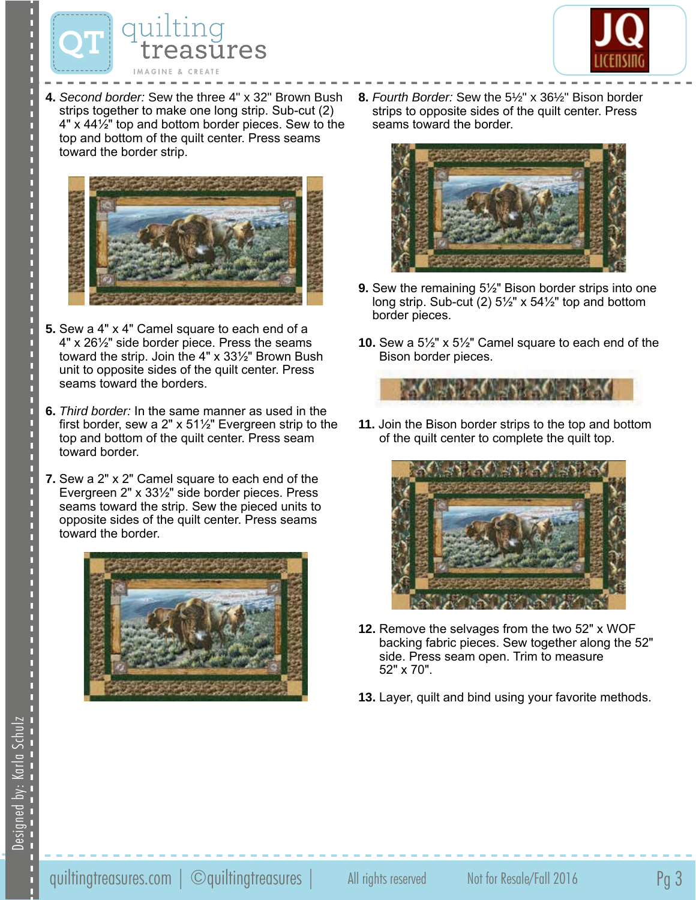4. *Second border:* Sew the three 4" x 32" Brown Bush strips together to make one long strip. Sub-cut (2) 4" x 44½" top and bottom border pieces. Sew to the top and bottom of the quilt center. Press seams toward the border strip.

5. Sew a 4" x 4" Camel square to each end of a 4" x 26½" side border piece. Press the seams toward the strip. Join the 4" x 33½" Brown Bush unit to opposite sides of the quilt center. Press seams toward the borders.

6. *Third border:* In the same manner as used in the first border, sew a 2" x 51½" Evergreen strip to the top and bottom of the quilt center. Press seam toward border.

7. Sew a 2" x 2" Camel square to each end of the Evergreen 2" x 33½" side border pieces. Press seams toward the strip. Sew the pieced units to opposite sides of the quilt center. Press seams toward the border.

8. *Fourth Border:* Sew the 5½" x 36½" Bison border strips to opposite sides of the quilt center. Press seams toward the border.

9. Sew the remaining 5½" Bison border strips into one long strip. Sub-cut (2) 5½" x 54½" top and bottom border pieces.

10. Sew a 5½" x 5½" Camel square to each end of the Bison border pieces.

11. Join the Bison border strips to the top and bottom of the quilt center to complete the quilt top.

12. Remove the selvages from the two 52" x WOF backing fabric pieces. Sew together along the 52" side. Press seam open. Trim to measure 52" x 70".

13. Layer, quilt and bind using your favorite methods.